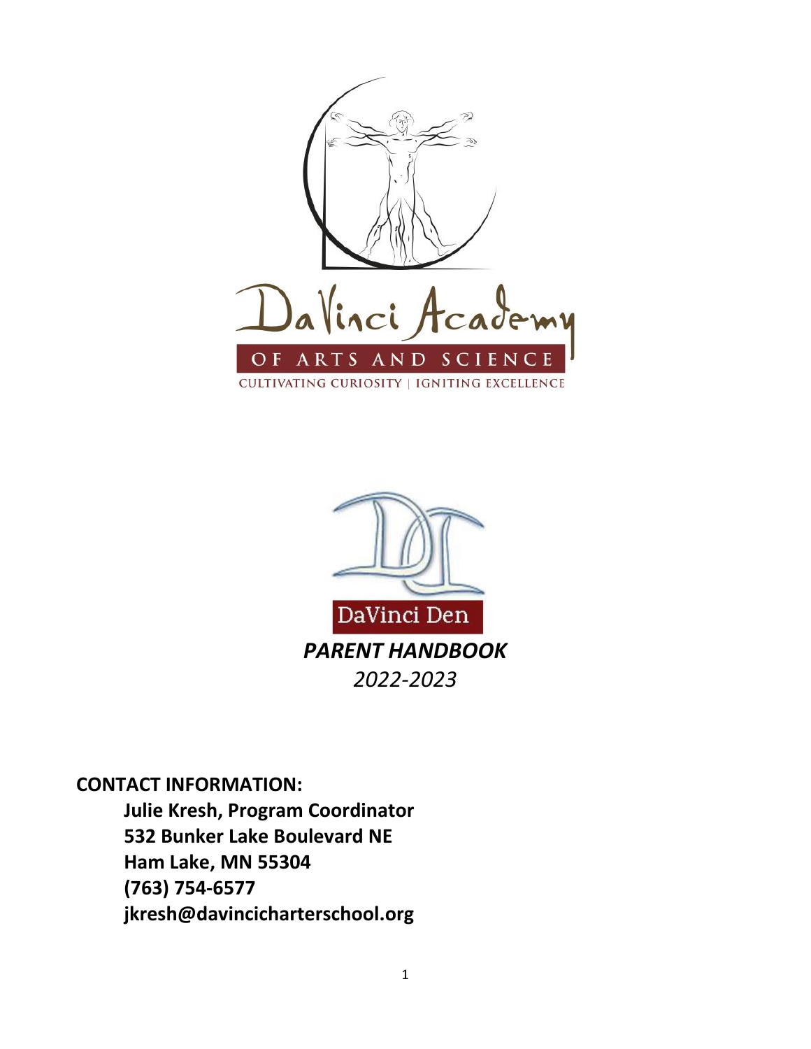DaVinci Academy

OF ARTS AND SCIENCE

CULTIVATING CURIOSITY | IGNITING EXCELLENCE

DaVinci Den

# *PARENT HANDBOOK*

*2022-2023*

**CONTACT INFORMATION:**

**Julie Kresh, Program Coordinator**
**532 Bunker Lake Boulevard NE**
**Ham Lake, MN 55304**
**(763) 754-6577**
**jkresh@davincicharterschool.org**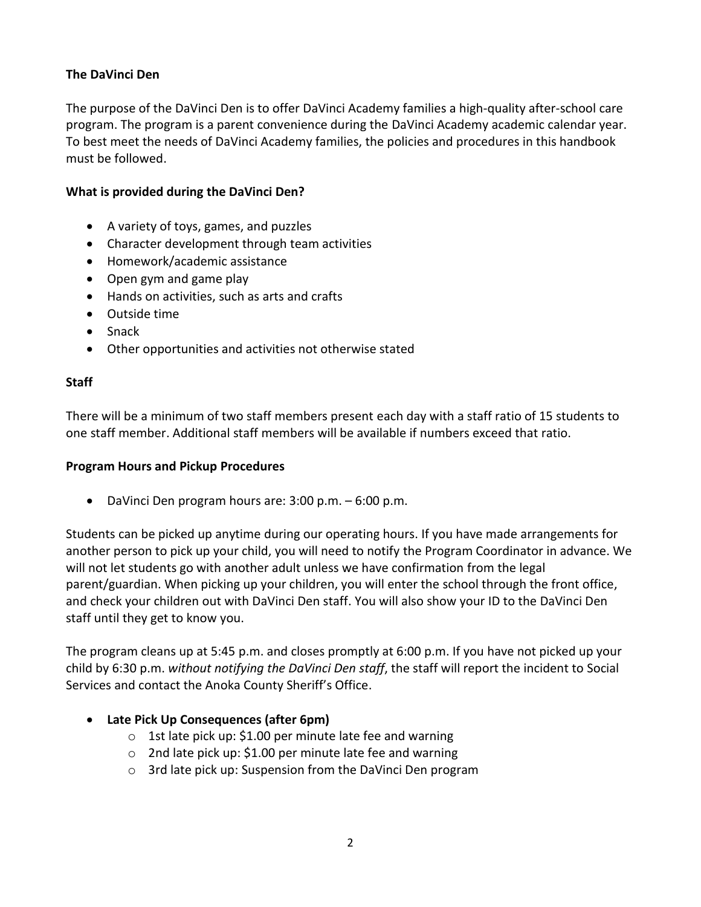## The DaVinci Den

The purpose of the DaVinci Den is to offer DaVinci Academy families a high-quality after-school care program. The program is a parent convenience during the DaVinci Academy academic calendar year. To best meet the needs of DaVinci Academy families, the policies and procedures in this handbook must be followed.

### What is provided during the DaVinci Den?

- A variety of toys, games, and puzzles
- Character development through team activities
- Homework/academic assistance
- Open gym and game play
- Hands on activities, such as arts and crafts
- Outside time
- Snack
- Other opportunities and activities not otherwise stated

### Staff

There will be a minimum of two staff members present each day with a staff ratio of 15 students to one staff member. Additional staff members will be available if numbers exceed that ratio.

### Program Hours and Pickup Procedures

- DaVinci Den program hours are: 3:00 p.m. – 6:00 p.m.

Students can be picked up anytime during our operating hours. If you have made arrangements for another person to pick up your child, you will need to notify the Program Coordinator in advance. We will not let students go with another adult unless we have confirmation from the legal parent/guardian. When picking up your children, you will enter the school through the front office, and check your children out with DaVinci Den staff. You will also show your ID to the DaVinci Den staff until they get to know you.

The program cleans up at 5:45 p.m. and closes promptly at 6:00 p.m. If you have not picked up your child by 6:30 p.m. *without notifying the DaVinci Den staff*, the staff will report the incident to Social Services and contact the Anoka County Sheriff's Office.

- **Late Pick Up Consequences (after 6pm)**
  - 1st late pick up: $1.00 per minute late fee and warning
  - 2nd late pick up: $1.00 per minute late fee and warning
  - 3rd late pick up: Suspension from the DaVinci Den program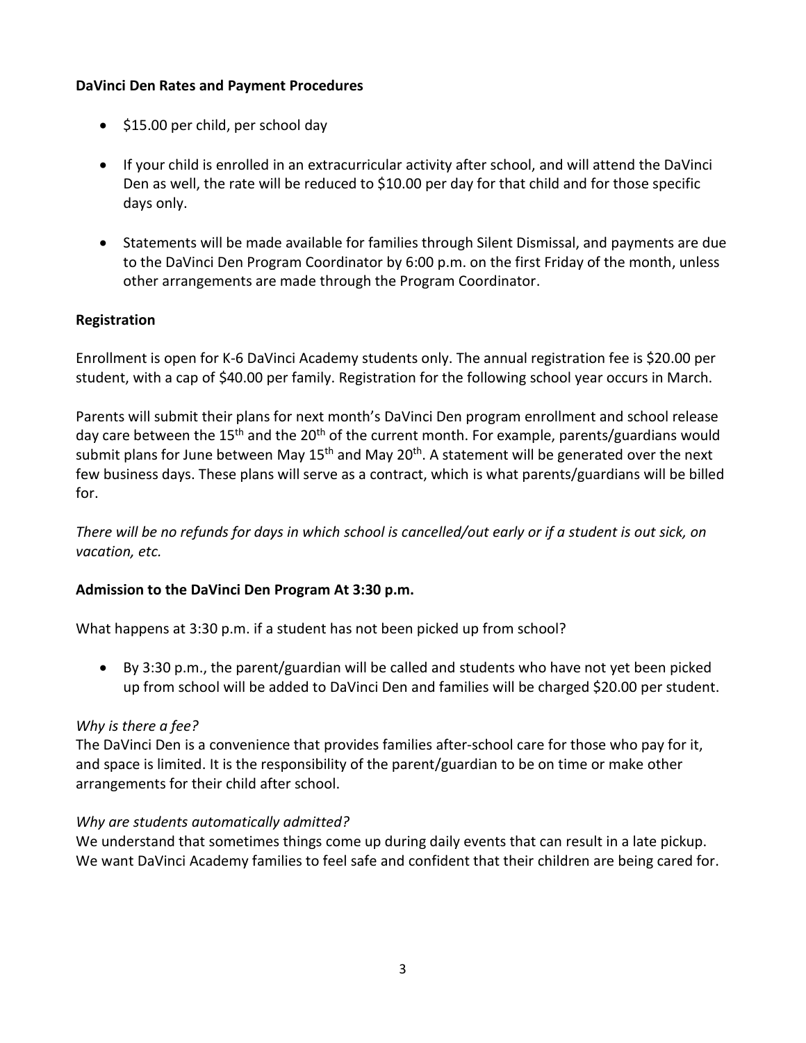**DaVinci Den Rates and Payment Procedures**

- $15.00 per child, per school day

- If your child is enrolled in an extracurricular activity after school, and will attend the DaVinci Den as well, the rate will be reduced to $10.00 per day for that child and for those specific days only.

- Statements will be made available for families through Silent Dismissal, and payments are due to the DaVinci Den Program Coordinator by 6:00 p.m. on the first Friday of the month, unless other arrangements are made through the Program Coordinator.

**Registration**

Enrollment is open for K-6 DaVinci Academy students only. The annual registration fee is $20.00 per student, with a cap of $40.00 per family. Registration for the following school year occurs in March.

Parents will submit their plans for next month's DaVinci Den program enrollment and school release day care between the 15th and the 20th of the current month. For example, parents/guardians would submit plans for June between May 15th and May 20th. A statement will be generated over the next few business days. These plans will serve as a contract, which is what parents/guardians will be billed for.

*There will be no refunds for days in which school is cancelled/out early or if a student is out sick, on vacation, etc.*

**Admission to the DaVinci Den Program At 3:30 p.m.**

What happens at 3:30 p.m. if a student has not been picked up from school?

- By 3:30 p.m., the parent/guardian will be called and students who have not yet been picked up from school will be added to DaVinci Den and families will be charged $20.00 per student.

*Why is there a fee?*
The DaVinci Den is a convenience that provides families after-school care for those who pay for it, and space is limited. It is the responsibility of the parent/guardian to be on time or make other arrangements for their child after school.

*Why are students automatically admitted?*
We understand that sometimes things come up during daily events that can result in a late pickup. We want DaVinci Academy families to feel safe and confident that their children are being cared for.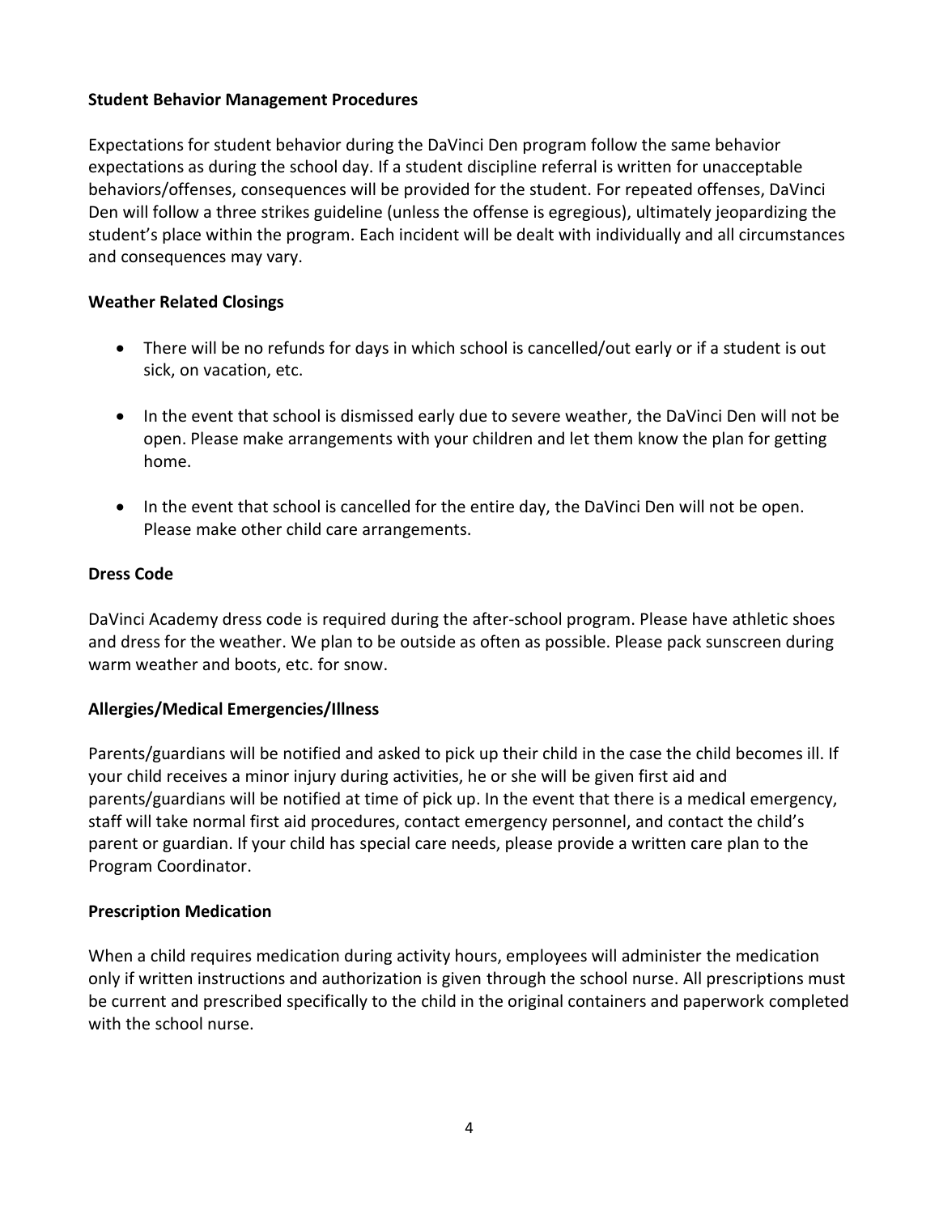**Student Behavior Management Procedures**

Expectations for student behavior during the DaVinci Den program follow the same behavior expectations as during the school day. If a student discipline referral is written for unacceptable behaviors/offenses, consequences will be provided for the student. For repeated offenses, DaVinci Den will follow a three strikes guideline (unless the offense is egregious), ultimately jeopardizing the student's place within the program. Each incident will be dealt with individually and all circumstances and consequences may vary.

**Weather Related Closings**

- There will be no refunds for days in which school is cancelled/out early or if a student is out sick, on vacation, etc.
- In the event that school is dismissed early due to severe weather, the DaVinci Den will not be open. Please make arrangements with your children and let them know the plan for getting home.
- In the event that school is cancelled for the entire day, the DaVinci Den will not be open. Please make other child care arrangements.

**Dress Code**

DaVinci Academy dress code is required during the after-school program. Please have athletic shoes and dress for the weather. We plan to be outside as often as possible. Please pack sunscreen during warm weather and boots, etc. for snow.

**Allergies/Medical Emergencies/Illness**

Parents/guardians will be notified and asked to pick up their child in the case the child becomes ill. If your child receives a minor injury during activities, he or she will be given first aid and parents/guardians will be notified at time of pick up. In the event that there is a medical emergency, staff will take normal first aid procedures, contact emergency personnel, and contact the child's parent or guardian. If your child has special care needs, please provide a written care plan to the Program Coordinator.

**Prescription Medication**

When a child requires medication during activity hours, employees will administer the medication only if written instructions and authorization is given through the school nurse. All prescriptions must be current and prescribed specifically to the child in the original containers and paperwork completed with the school nurse.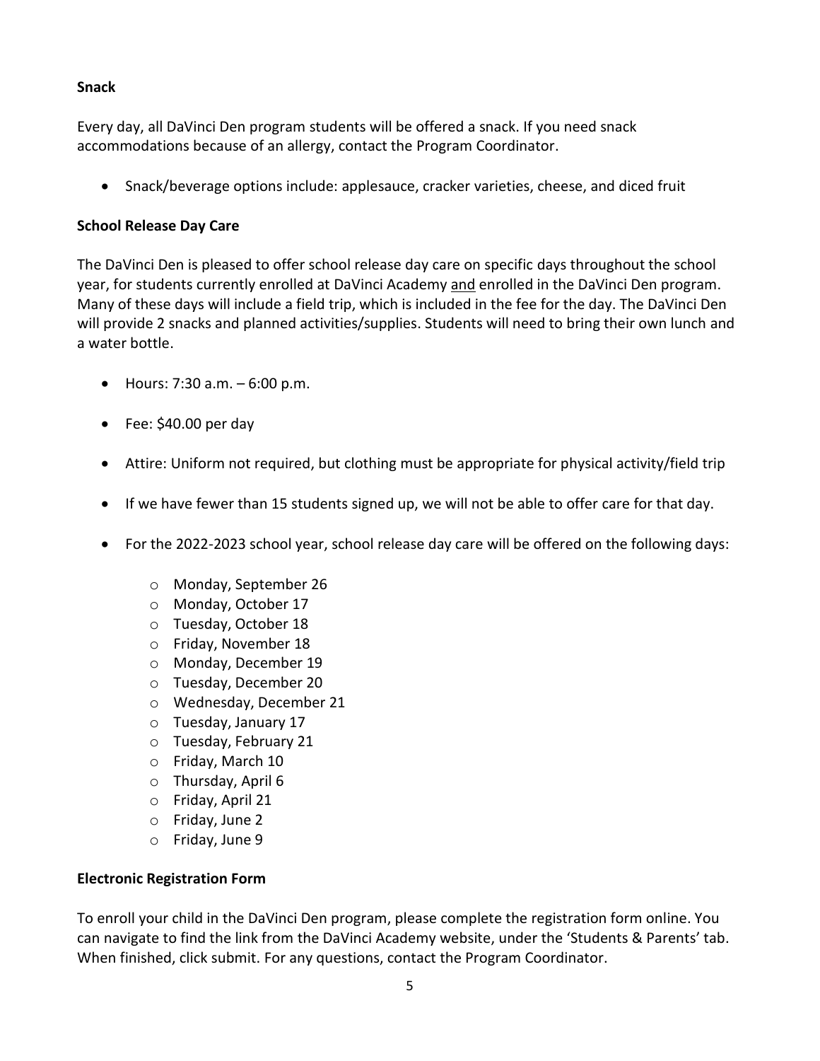**Snack**

Every day, all DaVinci Den program students will be offered a snack. If you need snack accommodations because of an allergy, contact the Program Coordinator.

- Snack/beverage options include: applesauce, cracker varieties, cheese, and diced fruit

**School Release Day Care**

The DaVinci Den is pleased to offer school release day care on specific days throughout the school year, for students currently enrolled at DaVinci Academy <u>and</u> enrolled in the DaVinci Den program. Many of these days will include a field trip, which is included in the fee for the day. The DaVinci Den will provide 2 snacks and planned activities/supplies. Students will need to bring their own lunch and a water bottle.

- Hours: 7:30 a.m. – 6:00 p.m.
- Fee: $40.00 per day
- Attire: Uniform not required, but clothing must be appropriate for physical activity/field trip
- If we have fewer than 15 students signed up, we will not be able to offer care for that day.
- For the 2022-2023 school year, school release day care will be offered on the following days:
    - Monday, September 26
    - Monday, October 17
    - Tuesday, October 18
    - Friday, November 18
    - Monday, December 19
    - Tuesday, December 20
    - Wednesday, December 21
    - Tuesday, January 17
    - Tuesday, February 21
    - Friday, March 10
    - Thursday, April 6
    - Friday, April 21
    - Friday, June 2
    - Friday, June 9

**Electronic Registration Form**

To enroll your child in the DaVinci Den program, please complete the registration form online. You can navigate to find the link from the DaVinci Academy website, under the 'Students & Parents' tab. When finished, click submit. For any questions, contact the Program Coordinator.